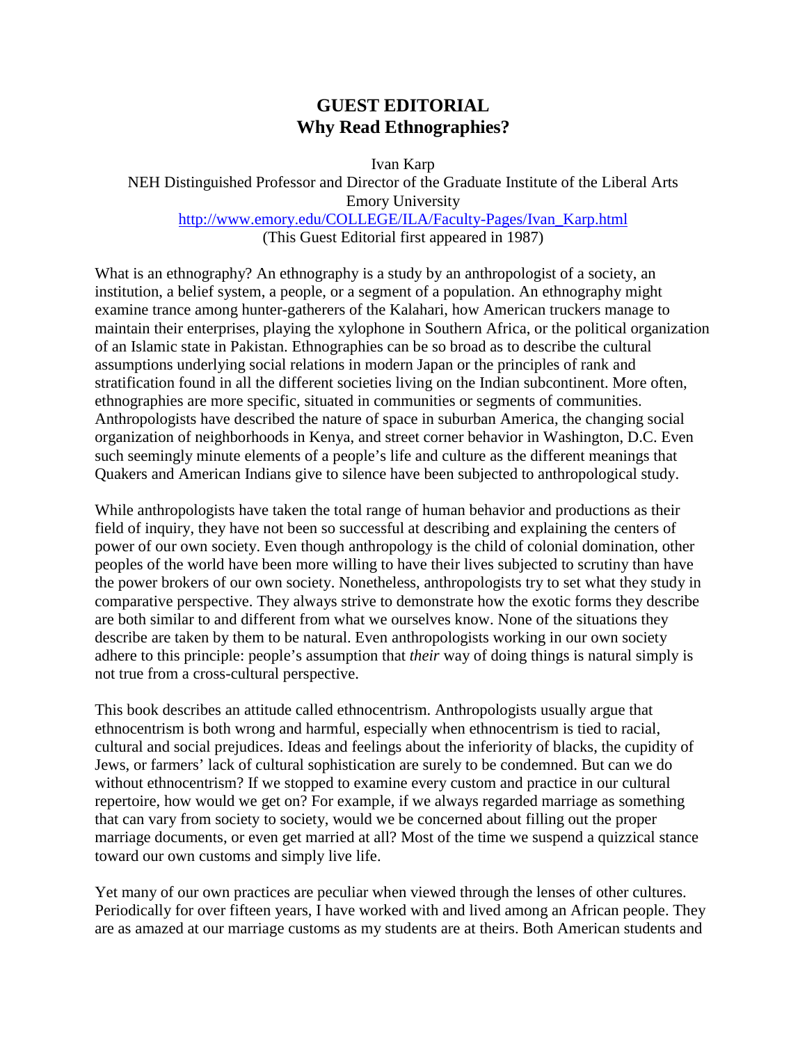# GUEST EDITORIAL
## Why Read Ethnographies?

Ivan Karp
NEH Distinguished Professor and Director of the Graduate Institute of the Liberal Arts
Emory University
http://www.emory.edu/COLLEGE/ILA/Faculty-Pages/Ivan_Karp.html
(This Guest Editorial first appeared in 1987)

What is an ethnography? An ethnography is a study by an anthropologist of a society, an institution, a belief system, a people, or a segment of a population. An ethnography might examine trance among hunter-gatherers of the Kalahari, how American truckers manage to maintain their enterprises, playing the xylophone in Southern Africa, or the political organization of an Islamic state in Pakistan. Ethnographies can be so broad as to describe the cultural assumptions underlying social relations in modern Japan or the principles of rank and stratification found in all the different societies living on the Indian subcontinent. More often, ethnographies are more specific, situated in communities or segments of communities. Anthropologists have described the nature of space in suburban America, the changing social organization of neighborhoods in Kenya, and street corner behavior in Washington, D.C. Even such seemingly minute elements of a people's life and culture as the different meanings that Quakers and American Indians give to silence have been subjected to anthropological study.

While anthropologists have taken the total range of human behavior and productions as their field of inquiry, they have not been so successful at describing and explaining the centers of power of our own society. Even though anthropology is the child of colonial domination, other peoples of the world have been more willing to have their lives subjected to scrutiny than have the power brokers of our own society. Nonetheless, anthropologists try to set what they study in comparative perspective. They always strive to demonstrate how the exotic forms they describe are both similar to and different from what we ourselves know. None of the situations they describe are taken by them to be natural. Even anthropologists working in our own society adhere to this principle: people's assumption that *their* way of doing things is natural simply is not true from a cross-cultural perspective.

This book describes an attitude called ethnocentrism. Anthropologists usually argue that ethnocentrism is both wrong and harmful, especially when ethnocentrism is tied to racial, cultural and social prejudices. Ideas and feelings about the inferiority of blacks, the cupidity of Jews, or farmers' lack of cultural sophistication are surely to be condemned. But can we do without ethnocentrism? If we stopped to examine every custom and practice in our cultural repertoire, how would we get on? For example, if we always regarded marriage as something that can vary from society to society, would we be concerned about filling out the proper marriage documents, or even get married at all? Most of the time we suspend a quizzical stance toward our own customs and simply live life.

Yet many of our own practices are peculiar when viewed through the lenses of other cultures. Periodically for over fifteen years, I have worked with and lived among an African people. They are as amazed at our marriage customs as my students are at theirs. Both American students and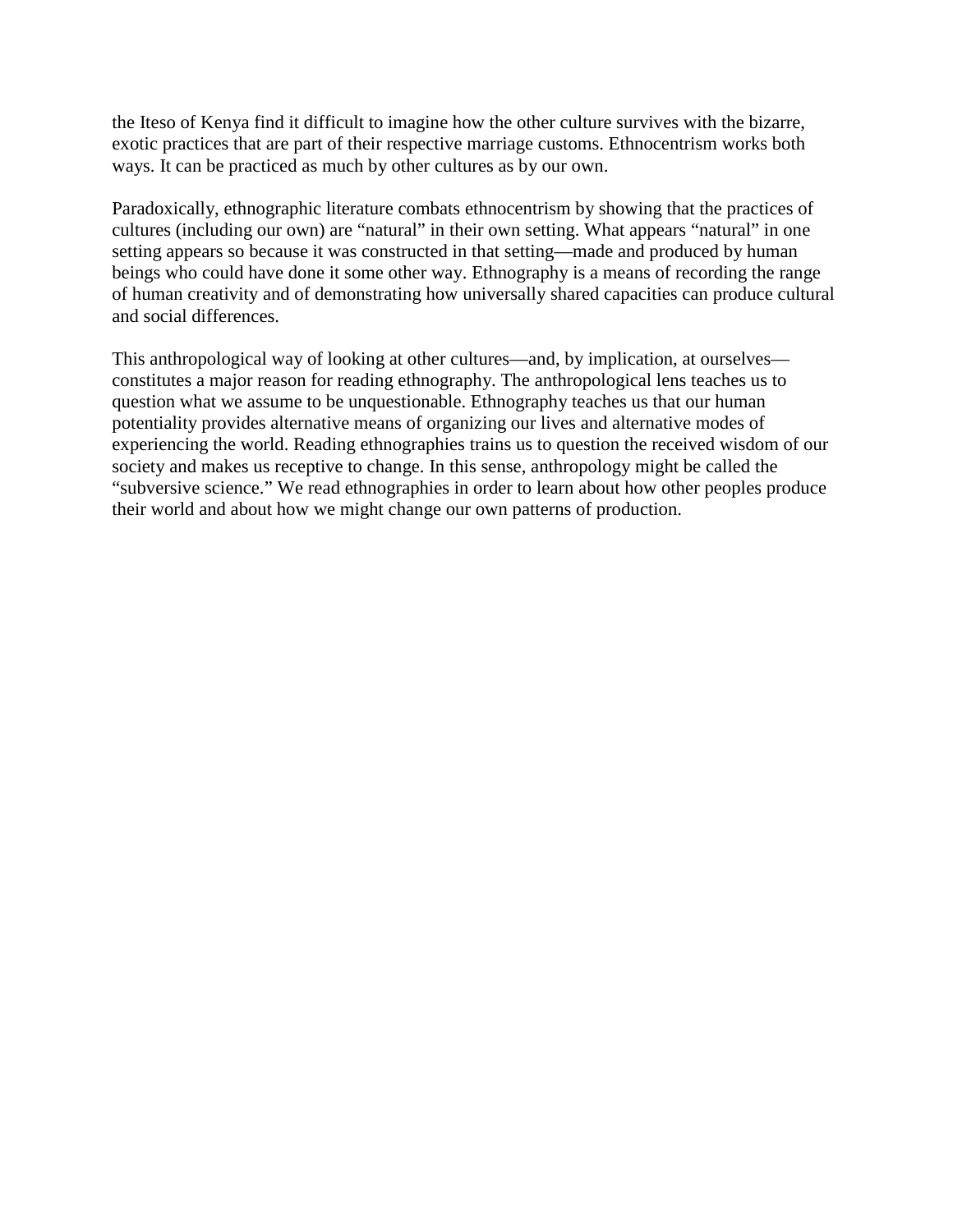the Iteso of Kenya find it difficult to imagine how the other culture survives with the bizarre, exotic practices that are part of their respective marriage customs. Ethnocentrism works both ways. It can be practiced as much by other cultures as by our own.

Paradoxically, ethnographic literature combats ethnocentrism by showing that the practices of cultures (including our own) are "natural" in their own setting. What appears "natural" in one setting appears so because it was constructed in that setting—made and produced by human beings who could have done it some other way. Ethnography is a means of recording the range of human creativity and of demonstrating how universally shared capacities can produce cultural and social differences.

This anthropological way of looking at other cultures—and, by implication, at ourselves—constitutes a major reason for reading ethnography. The anthropological lens teaches us to question what we assume to be unquestionable. Ethnography teaches us that our human potentiality provides alternative means of organizing our lives and alternative modes of experiencing the world. Reading ethnographies trains us to question the received wisdom of our society and makes us receptive to change. In this sense, anthropology might be called the "subversive science." We read ethnographies in order to learn about how other peoples produce their world and about how we might change our own patterns of production.